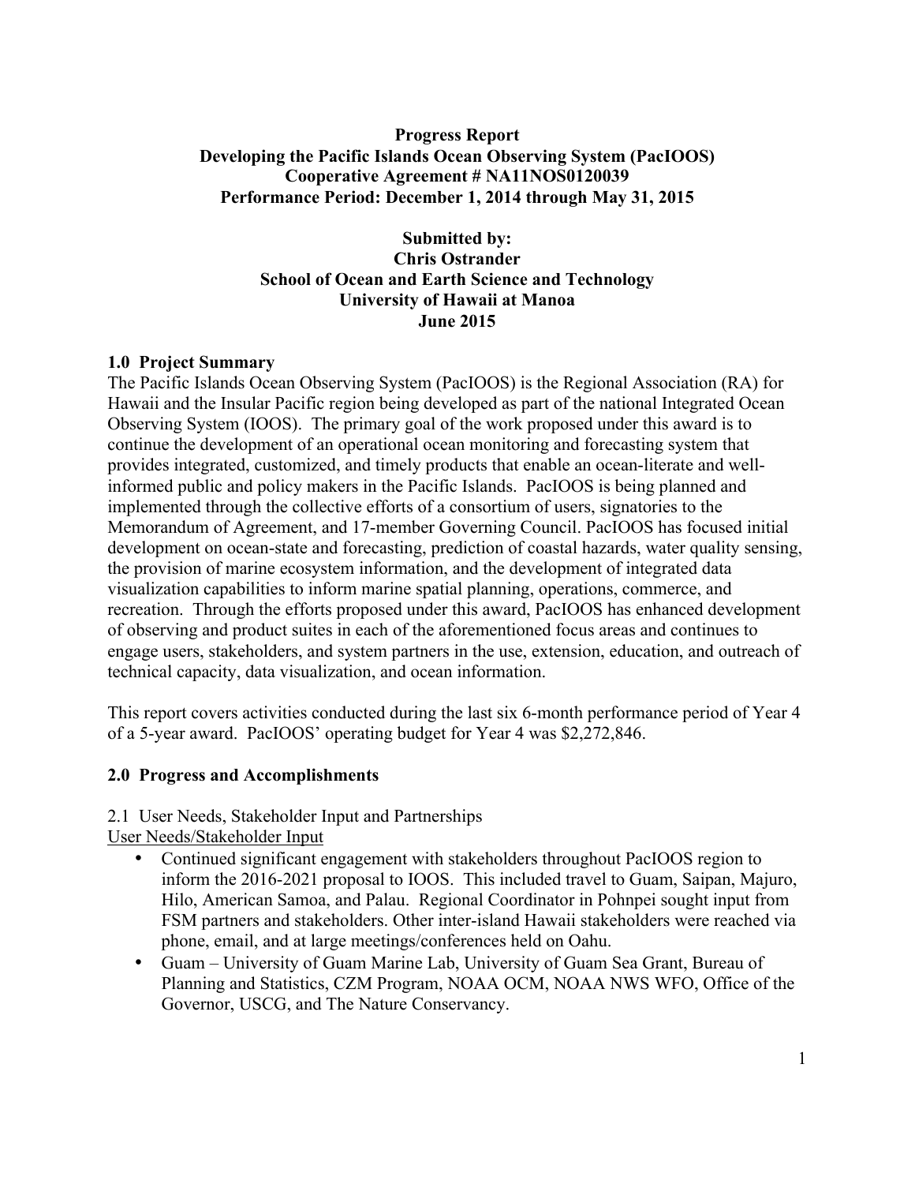**Progress Report**
**Developing the Pacific Islands Ocean Observing System (PacIOOS)**
**Cooperative Agreement # NA11NOS0120039**
**Performance Period: December 1, 2014 through May 31, 2015**

**Submitted by:**
**Chris Ostrander**
**School of Ocean and Earth Science and Technology**
**University of Hawaii at Manoa**
**June 2015**

## 1.0 Project Summary

The Pacific Islands Ocean Observing System (PacIOOS) is the Regional Association (RA) for Hawaii and the Insular Pacific region being developed as part of the national Integrated Ocean Observing System (IOOS). The primary goal of the work proposed under this award is to continue the development of an operational ocean monitoring and forecasting system that provides integrated, customized, and timely products that enable an ocean-literate and well-informed public and policy makers in the Pacific Islands. PacIOOS is being planned and implemented through the collective efforts of a consortium of users, signatories to the Memorandum of Agreement, and 17-member Governing Council. PacIOOS has focused initial development on ocean-state and forecasting, prediction of coastal hazards, water quality sensing, the provision of marine ecosystem information, and the development of integrated data visualization capabilities to inform marine spatial planning, operations, commerce, and recreation. Through the efforts proposed under this award, PacIOOS has enhanced development of observing and product suites in each of the aforementioned focus areas and continues to engage users, stakeholders, and system partners in the use, extension, education, and outreach of technical capacity, data visualization, and ocean information.

This report covers activities conducted during the last six 6-month performance period of Year 4 of a 5-year award. PacIOOS' operating budget for Year 4 was $2,272,846.

## 2.0 Progress and Accomplishments

2.1 User Needs, Stakeholder Input and Partnerships

User Needs/Stakeholder Input

- Continued significant engagement with stakeholders throughout PacIOOS region to inform the 2016-2021 proposal to IOOS. This included travel to Guam, Saipan, Majuro, Hilo, American Samoa, and Palau. Regional Coordinator in Pohnpei sought input from FSM partners and stakeholders. Other inter-island Hawaii stakeholders were reached via phone, email, and at large meetings/conferences held on Oahu.
- Guam – University of Guam Marine Lab, University of Guam Sea Grant, Bureau of Planning and Statistics, CZM Program, NOAA OCM, NOAA NWS WFO, Office of the Governor, USCG, and The Nature Conservancy.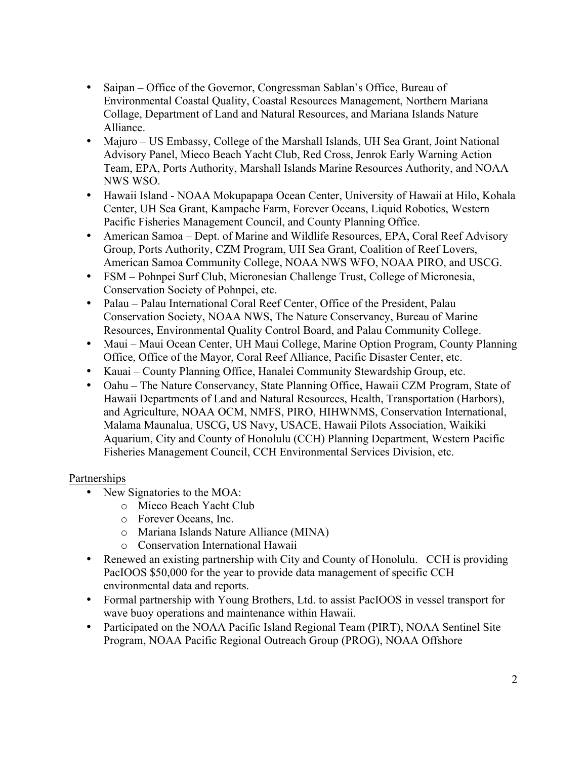- Saipan – Office of the Governor, Congressman Sablan's Office, Bureau of Environmental Coastal Quality, Coastal Resources Management, Northern Mariana Collage, Department of Land and Natural Resources, and Mariana Islands Nature Alliance.
- Majuro – US Embassy, College of the Marshall Islands, UH Sea Grant, Joint National Advisory Panel, Mieco Beach Yacht Club, Red Cross, Jenrok Early Warning Action Team, EPA, Ports Authority, Marshall Islands Marine Resources Authority, and NOAA NWS WSO.
- Hawaii Island - NOAA Mokupapapa Ocean Center, University of Hawaii at Hilo, Kohala Center, UH Sea Grant, Kampache Farm, Forever Oceans, Liquid Robotics, Western Pacific Fisheries Management Council, and County Planning Office.
- American Samoa – Dept. of Marine and Wildlife Resources, EPA, Coral Reef Advisory Group, Ports Authority, CZM Program, UH Sea Grant, Coalition of Reef Lovers, American Samoa Community College, NOAA NWS WFO, NOAA PIRO, and USCG.
- FSM – Pohnpei Surf Club, Micronesian Challenge Trust, College of Micronesia, Conservation Society of Pohnpei, etc.
- Palau – Palau International Coral Reef Center, Office of the President, Palau Conservation Society, NOAA NWS, The Nature Conservancy, Bureau of Marine Resources, Environmental Quality Control Board, and Palau Community College.
- Maui – Maui Ocean Center, UH Maui College, Marine Option Program, County Planning Office, Office of the Mayor, Coral Reef Alliance, Pacific Disaster Center, etc.
- Kauai – County Planning Office, Hanalei Community Stewardship Group, etc.
- Oahu – The Nature Conservancy, State Planning Office, Hawaii CZM Program, State of Hawaii Departments of Land and Natural Resources, Health, Transportation (Harbors), and Agriculture, NOAA OCM, NMFS, PIRO, HIHWNMS, Conservation International, Malama Maunalua, USCG, US Navy, USACE, Hawaii Pilots Association, Waikiki Aquarium, City and County of Honolulu (CCH) Planning Department, Western Pacific Fisheries Management Council, CCH Environmental Services Division, etc.

<u>Partnerships</u>

- New Signatories to the MOA:
  - Mieco Beach Yacht Club
  - Forever Oceans, Inc.
  - Mariana Islands Nature Alliance (MINA)
  - Conservation International Hawaii
- Renewed an existing partnership with City and County of Honolulu. CCH is providing PacIOOS $50,000 for the year to provide data management of specific CCH environmental data and reports.
- Formal partnership with Young Brothers, Ltd. to assist PacIOOS in vessel transport for wave buoy operations and maintenance within Hawaii.
- Participated on the NOAA Pacific Island Regional Team (PIRT), NOAA Sentinel Site Program, NOAA Pacific Regional Outreach Group (PROG), NOAA Offshore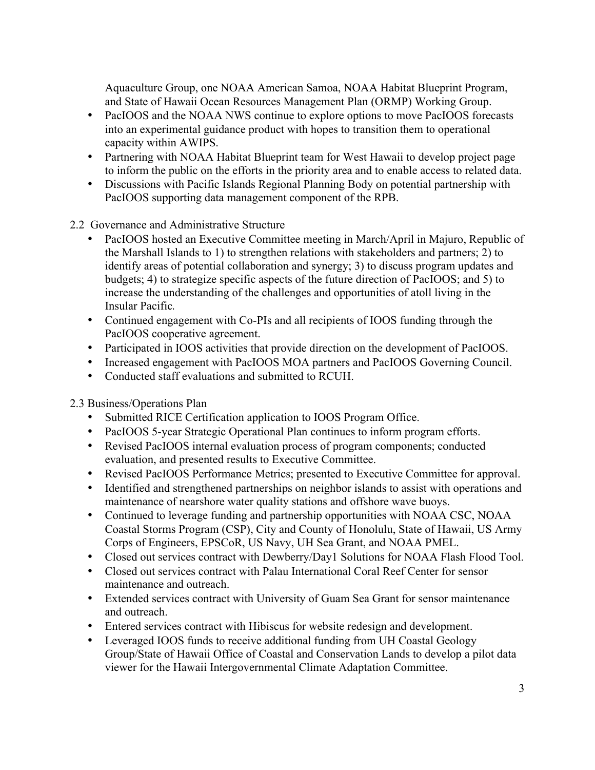Aquaculture Group, one NOAA American Samoa, NOAA Habitat Blueprint Program, and State of Hawaii Ocean Resources Management Plan (ORMP) Working Group.

- PacIOOS and the NOAA NWS continue to explore options to move PacIOOS forecasts into an experimental guidance product with hopes to transition them to operational capacity within AWIPS.
- Partnering with NOAA Habitat Blueprint team for West Hawaii to develop project page to inform the public on the efforts in the priority area and to enable access to related data.
- Discussions with Pacific Islands Regional Planning Body on potential partnership with PacIOOS supporting data management component of the RPB.

2.2 Governance and Administrative Structure

- PacIOOS hosted an Executive Committee meeting in March/April in Majuro, Republic of the Marshall Islands to 1) to strengthen relations with stakeholders and partners; 2) to identify areas of potential collaboration and synergy; 3) to discuss program updates and budgets; 4) to strategize specific aspects of the future direction of PacIOOS; and 5) to increase the understanding of the challenges and opportunities of atoll living in the Insular Pacific.
- Continued engagement with Co-PIs and all recipients of IOOS funding through the PacIOOS cooperative agreement.
- Participated in IOOS activities that provide direction on the development of PacIOOS.
- Increased engagement with PacIOOS MOA partners and PacIOOS Governing Council.
- Conducted staff evaluations and submitted to RCUH.

2.3 Business/Operations Plan

- Submitted RICE Certification application to IOOS Program Office.
- PacIOOS 5-year Strategic Operational Plan continues to inform program efforts.
- Revised PacIOOS internal evaluation process of program components; conducted evaluation, and presented results to Executive Committee.
- Revised PacIOOS Performance Metrics; presented to Executive Committee for approval.
- Identified and strengthened partnerships on neighbor islands to assist with operations and maintenance of nearshore water quality stations and offshore wave buoys.
- Continued to leverage funding and partnership opportunities with NOAA CSC, NOAA Coastal Storms Program (CSP), City and County of Honolulu, State of Hawaii, US Army Corps of Engineers, EPSCoR, US Navy, UH Sea Grant, and NOAA PMEL.
- Closed out services contract with Dewberry/Day1 Solutions for NOAA Flash Flood Tool.
- Closed out services contract with Palau International Coral Reef Center for sensor maintenance and outreach.
- Extended services contract with University of Guam Sea Grant for sensor maintenance and outreach.
- Entered services contract with Hibiscus for website redesign and development.
- Leveraged IOOS funds to receive additional funding from UH Coastal Geology Group/State of Hawaii Office of Coastal and Conservation Lands to develop a pilot data viewer for the Hawaii Intergovernmental Climate Adaptation Committee.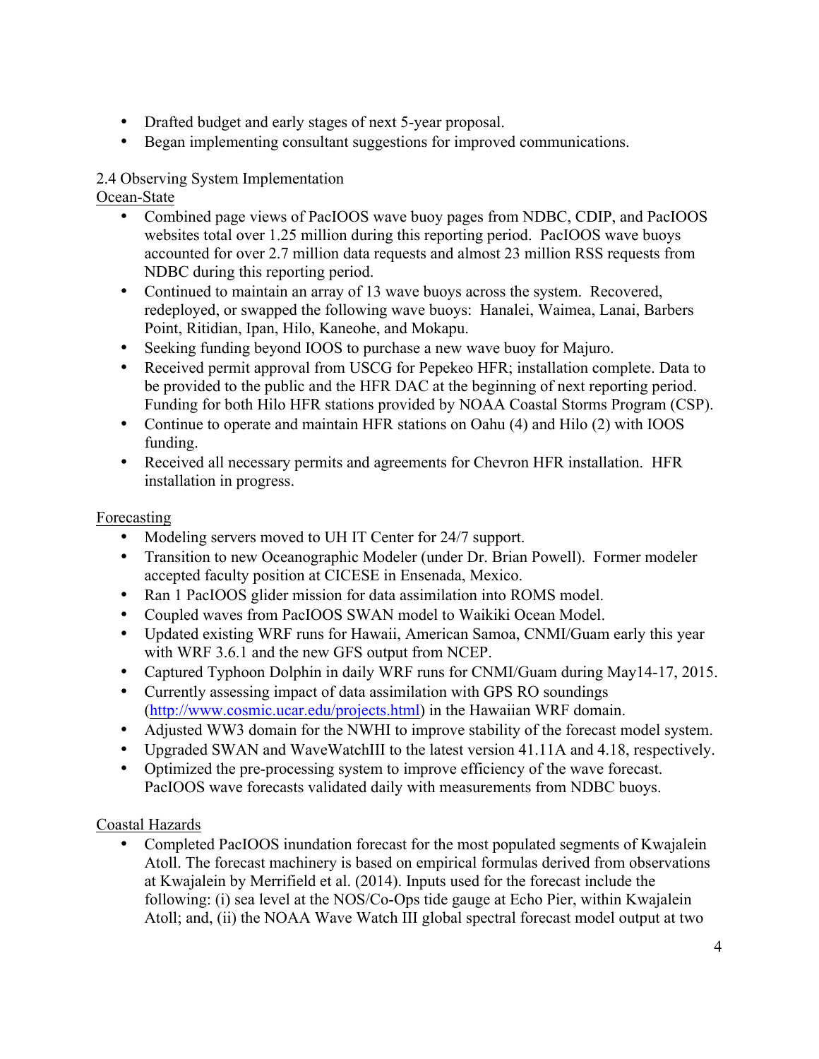- Drafted budget and early stages of next 5-year proposal.
- Began implementing consultant suggestions for improved communications.

2.4 Observing System Implementation

Ocean-State

- Combined page views of PacIOOS wave buoy pages from NDBC, CDIP, and PacIOOS websites total over 1.25 million during this reporting period. PacIOOS wave buoys accounted for over 2.7 million data requests and almost 23 million RSS requests from NDBC during this reporting period.
- Continued to maintain an array of 13 wave buoys across the system. Recovered, redeployed, or swapped the following wave buoys: Hanalei, Waimea, Lanai, Barbers Point, Ritidian, Ipan, Hilo, Kaneohe, and Mokapu.
- Seeking funding beyond IOOS to purchase a new wave buoy for Majuro.
- Received permit approval from USCG for Pepekeo HFR; installation complete. Data to be provided to the public and the HFR DAC at the beginning of next reporting period. Funding for both Hilo HFR stations provided by NOAA Coastal Storms Program (CSP).
- Continue to operate and maintain HFR stations on Oahu (4) and Hilo (2) with IOOS funding.
- Received all necessary permits and agreements for Chevron HFR installation. HFR installation in progress.

Forecasting

- Modeling servers moved to UH IT Center for 24/7 support.
- Transition to new Oceanographic Modeler (under Dr. Brian Powell). Former modeler accepted faculty position at CICESE in Ensenada, Mexico.
- Ran 1 PacIOOS glider mission for data assimilation into ROMS model.
- Coupled waves from PacIOOS SWAN model to Waikiki Ocean Model.
- Updated existing WRF runs for Hawaii, American Samoa, CNMI/Guam early this year with WRF 3.6.1 and the new GFS output from NCEP.
- Captured Typhoon Dolphin in daily WRF runs for CNMI/Guam during May14-17, 2015.
- Currently assessing impact of data assimilation with GPS RO soundings (http://www.cosmic.ucar.edu/projects.html) in the Hawaiian WRF domain.
- Adjusted WW3 domain for the NWHI to improve stability of the forecast model system.
- Upgraded SWAN and WaveWatchIII to the latest version 41.11A and 4.18, respectively.
- Optimized the pre-processing system to improve efficiency of the wave forecast. PacIOOS wave forecasts validated daily with measurements from NDBC buoys.

Coastal Hazards

- Completed PacIOOS inundation forecast for the most populated segments of Kwajalein Atoll. The forecast machinery is based on empirical formulas derived from observations at Kwajalein by Merrifield et al. (2014). Inputs used for the forecast include the following: (i) sea level at the NOS/Co-Ops tide gauge at Echo Pier, within Kwajalein Atoll; and, (ii) the NOAA Wave Watch III global spectral forecast model output at two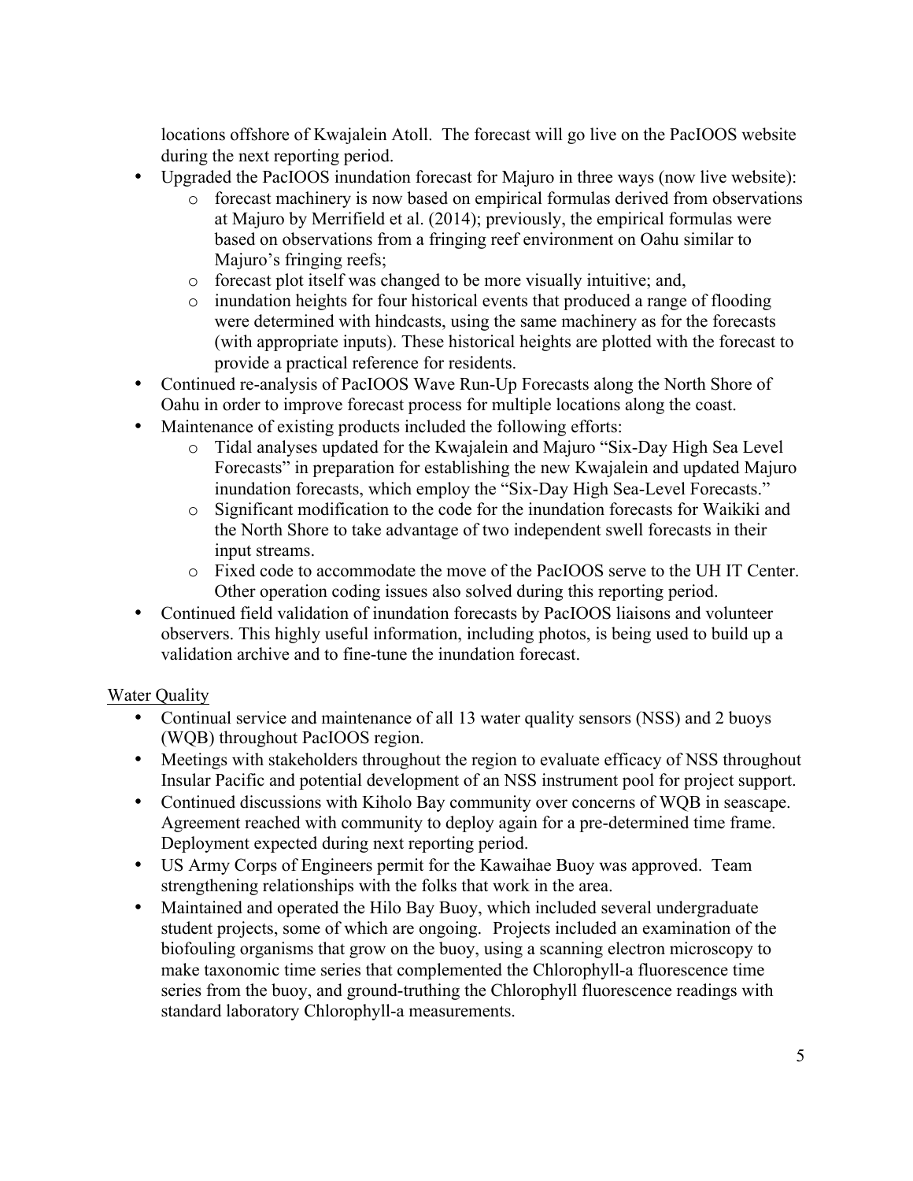locations offshore of Kwajalein Atoll. The forecast will go live on the PacIOOS website during the next reporting period.

- Upgraded the PacIOOS inundation forecast for Majuro in three ways (now live website):
  - forecast machinery is now based on empirical formulas derived from observations at Majuro by Merrifield et al. (2014); previously, the empirical formulas were based on observations from a fringing reef environment on Oahu similar to Majuro's fringing reefs;
  - forecast plot itself was changed to be more visually intuitive; and,
  - inundation heights for four historical events that produced a range of flooding were determined with hindcasts, using the same machinery as for the forecasts (with appropriate inputs). These historical heights are plotted with the forecast to provide a practical reference for residents.
- Continued re-analysis of PacIOOS Wave Run-Up Forecasts along the North Shore of Oahu in order to improve forecast process for multiple locations along the coast.
- Maintenance of existing products included the following efforts:
  - Tidal analyses updated for the Kwajalein and Majuro "Six-Day High Sea Level Forecasts" in preparation for establishing the new Kwajalein and updated Majuro inundation forecasts, which employ the "Six-Day High Sea-Level Forecasts."
  - Significant modification to the code for the inundation forecasts for Waikiki and the North Shore to take advantage of two independent swell forecasts in their input streams.
  - Fixed code to accommodate the move of the PacIOOS serve to the UH IT Center. Other operation coding issues also solved during this reporting period.
- Continued field validation of inundation forecasts by PacIOOS liaisons and volunteer observers. This highly useful information, including photos, is being used to build up a validation archive and to fine-tune the inundation forecast.

Water Quality

- Continual service and maintenance of all 13 water quality sensors (NSS) and 2 buoys (WQB) throughout PacIOOS region.
- Meetings with stakeholders throughout the region to evaluate efficacy of NSS throughout Insular Pacific and potential development of an NSS instrument pool for project support.
- Continued discussions with Kiholo Bay community over concerns of WQB in seascape. Agreement reached with community to deploy again for a pre-determined time frame. Deployment expected during next reporting period.
- US Army Corps of Engineers permit for the Kawaihae Buoy was approved. Team strengthening relationships with the folks that work in the area.
- Maintained and operated the Hilo Bay Buoy, which included several undergraduate student projects, some of which are ongoing. Projects included an examination of the biofouling organisms that grow on the buoy, using a scanning electron microscopy to make taxonomic time series that complemented the Chlorophyll-a fluorescence time series from the buoy, and ground-truthing the Chlorophyll fluorescence readings with standard laboratory Chlorophyll-a measurements.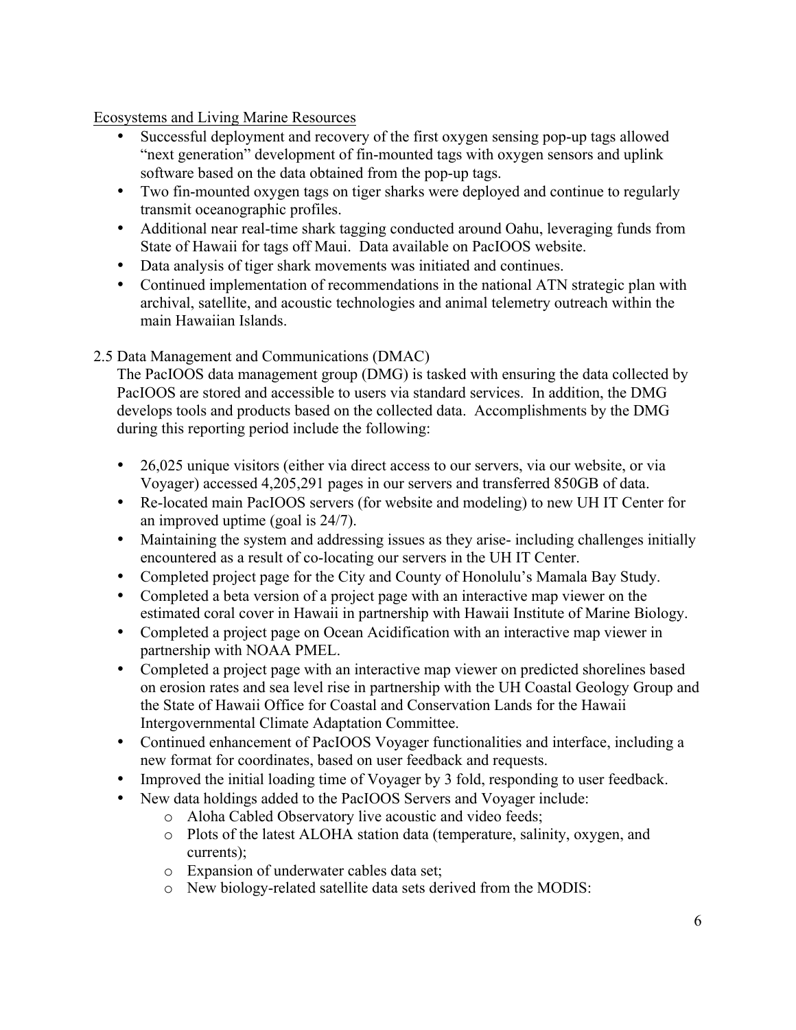Ecosystems and Living Marine Resources

- Successful deployment and recovery of the first oxygen sensing pop-up tags allowed "next generation" development of fin-mounted tags with oxygen sensors and uplink software based on the data obtained from the pop-up tags.
- Two fin-mounted oxygen tags on tiger sharks were deployed and continue to regularly transmit oceanographic profiles.
- Additional near real-time shark tagging conducted around Oahu, leveraging funds from State of Hawaii for tags off Maui. Data available on PacIOOS website.
- Data analysis of tiger shark movements was initiated and continues.
- Continued implementation of recommendations in the national ATN strategic plan with archival, satellite, and acoustic technologies and animal telemetry outreach within the main Hawaiian Islands.

2.5 Data Management and Communications (DMAC)

The PacIOOS data management group (DMG) is tasked with ensuring the data collected by PacIOOS are stored and accessible to users via standard services. In addition, the DMG develops tools and products based on the collected data. Accomplishments by the DMG during this reporting period include the following:

- 26,025 unique visitors (either via direct access to our servers, via our website, or via Voyager) accessed 4,205,291 pages in our servers and transferred 850GB of data.
- Re-located main PacIOOS servers (for website and modeling) to new UH IT Center for an improved uptime (goal is 24/7).
- Maintaining the system and addressing issues as they arise- including challenges initially encountered as a result of co-locating our servers in the UH IT Center.
- Completed project page for the City and County of Honolulu's Mamala Bay Study.
- Completed a beta version of a project page with an interactive map viewer on the estimated coral cover in Hawaii in partnership with Hawaii Institute of Marine Biology.
- Completed a project page on Ocean Acidification with an interactive map viewer in partnership with NOAA PMEL.
- Completed a project page with an interactive map viewer on predicted shorelines based on erosion rates and sea level rise in partnership with the UH Coastal Geology Group and the State of Hawaii Office for Coastal and Conservation Lands for the Hawaii Intergovernmental Climate Adaptation Committee.
- Continued enhancement of PacIOOS Voyager functionalities and interface, including a new format for coordinates, based on user feedback and requests.
- Improved the initial loading time of Voyager by 3 fold, responding to user feedback.
- New data holdings added to the PacIOOS Servers and Voyager include:
    - Aloha Cabled Observatory live acoustic and video feeds;
    - Plots of the latest ALOHA station data (temperature, salinity, oxygen, and currents);
    - Expansion of underwater cables data set;
    - New biology-related satellite data sets derived from the MODIS: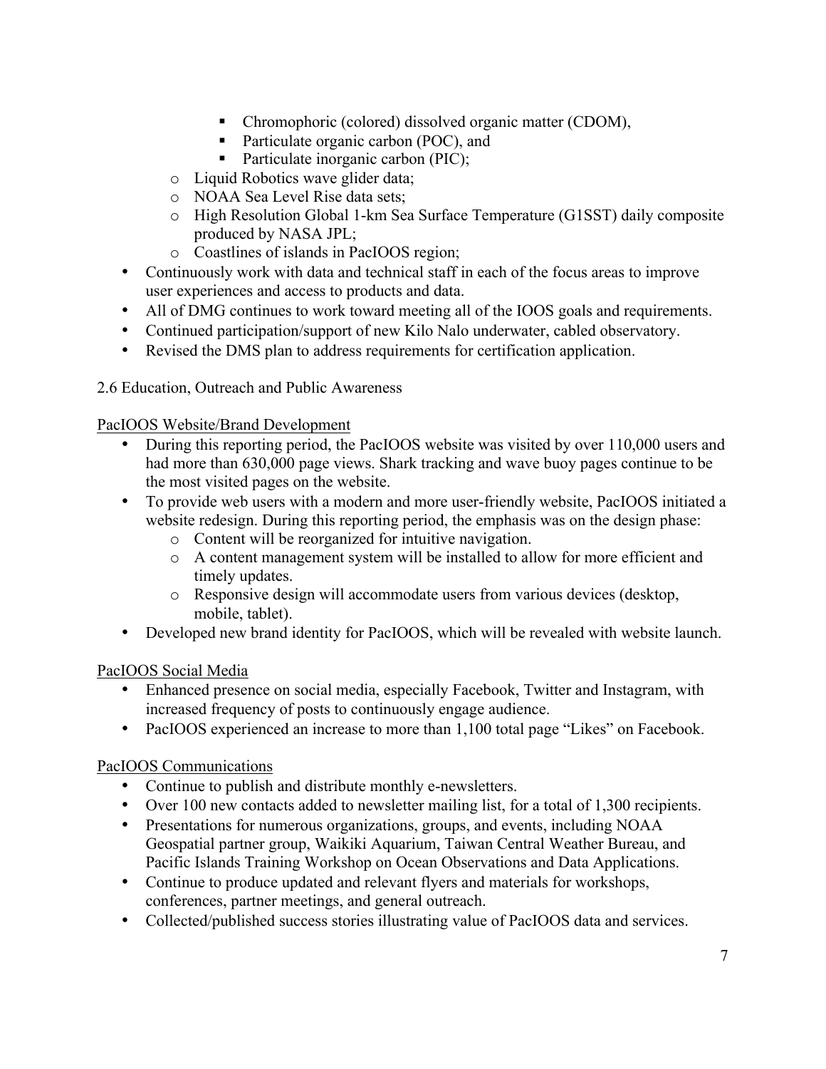- Chromophoric (colored) dissolved organic matter (CDOM),
        - Particulate organic carbon (POC), and
        - Particulate inorganic carbon (PIC);
    - Liquid Robotics wave glider data;
    - NOAA Sea Level Rise data sets;
    - High Resolution Global 1-km Sea Surface Temperature (G1SST) daily composite produced by NASA JPL;
    - Coastlines of islands in PacIOOS region;
- Continuously work with data and technical staff in each of the focus areas to improve user experiences and access to products and data.
- All of DMG continues to work toward meeting all of the IOOS goals and requirements.
- Continued participation/support of new Kilo Nalo underwater, cabled observatory.
- Revised the DMS plan to address requirements for certification application.

2.6 Education, Outreach and Public Awareness

<u>PacIOOS Website/Brand Development</u>

- During this reporting period, the PacIOOS website was visited by over 110,000 users and had more than 630,000 page views. Shark tracking and wave buoy pages continue to be the most visited pages on the website.
- To provide web users with a modern and more user-friendly website, PacIOOS initiated a website redesign. During this reporting period, the emphasis was on the design phase:
    - Content will be reorganized for intuitive navigation.
    - A content management system will be installed to allow for more efficient and timely updates.
    - Responsive design will accommodate users from various devices (desktop, mobile, tablet).
- Developed new brand identity for PacIOOS, which will be revealed with website launch.

<u>PacIOOS Social Media</u>

- Enhanced presence on social media, especially Facebook, Twitter and Instagram, with increased frequency of posts to continuously engage audience.
- PacIOOS experienced an increase to more than 1,100 total page "Likes" on Facebook.

<u>PacIOOS Communications</u>

- Continue to publish and distribute monthly e-newsletters.
- Over 100 new contacts added to newsletter mailing list, for a total of 1,300 recipients.
- Presentations for numerous organizations, groups, and events, including NOAA Geospatial partner group, Waikiki Aquarium, Taiwan Central Weather Bureau, and Pacific Islands Training Workshop on Ocean Observations and Data Applications.
- Continue to produce updated and relevant flyers and materials for workshops, conferences, partner meetings, and general outreach.
- Collected/published success stories illustrating value of PacIOOS data and services.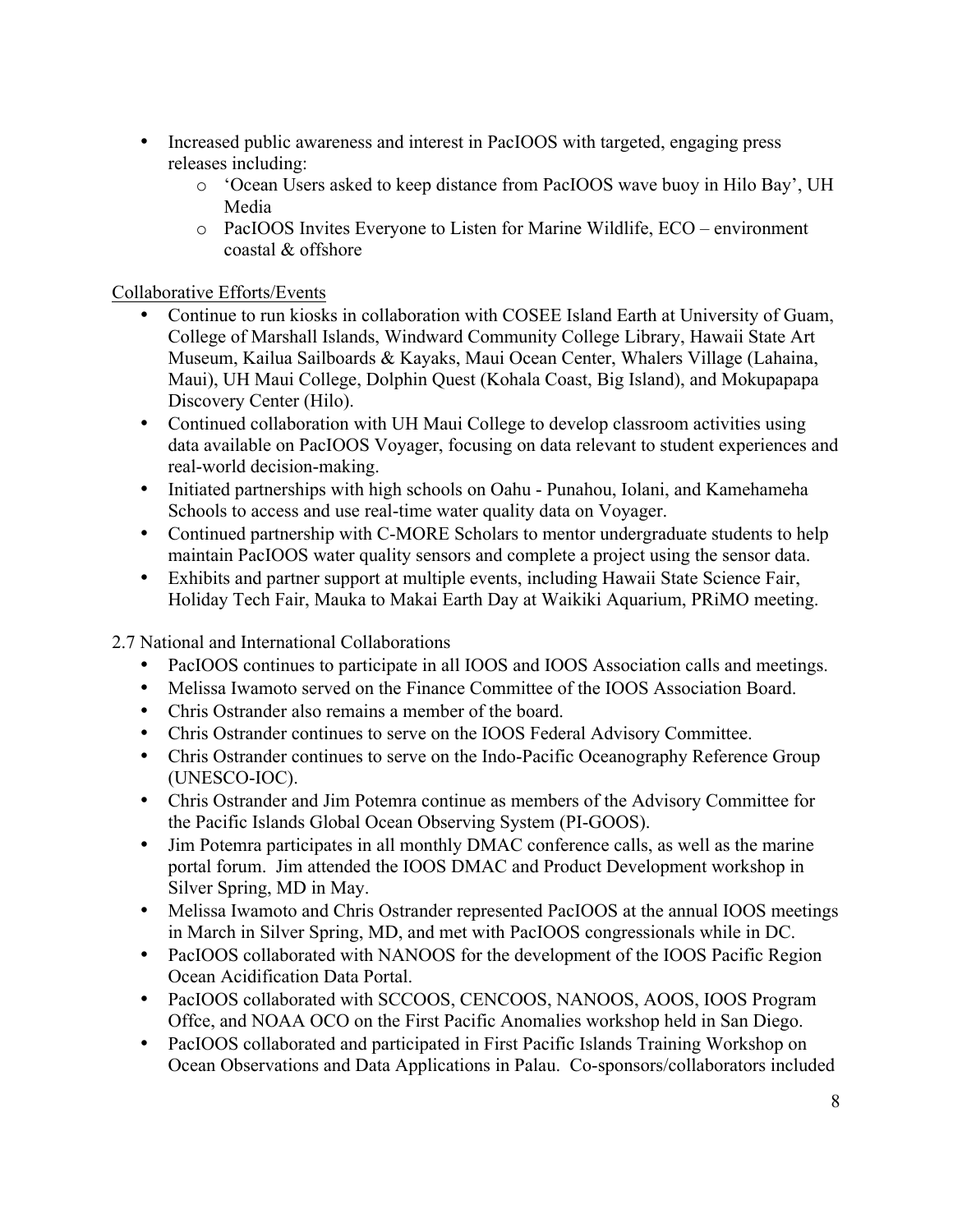- Increased public awareness and interest in PacIOOS with targeted, engaging press releases including:
  - 'Ocean Users asked to keep distance from PacIOOS wave buoy in Hilo Bay', UH Media
  - PacIOOS Invites Everyone to Listen for Marine Wildlife, ECO – environment coastal & offshore

Collaborative Efforts/Events

- Continue to run kiosks in collaboration with COSEE Island Earth at University of Guam, College of Marshall Islands, Windward Community College Library, Hawaii State Art Museum, Kailua Sailboards & Kayaks, Maui Ocean Center, Whalers Village (Lahaina, Maui), UH Maui College, Dolphin Quest (Kohala Coast, Big Island), and Mokupapapa Discovery Center (Hilo).
- Continued collaboration with UH Maui College to develop classroom activities using data available on PacIOOS Voyager, focusing on data relevant to student experiences and real-world decision-making.
- Initiated partnerships with high schools on Oahu - Punahou, Iolani, and Kamehameha Schools to access and use real-time water quality data on Voyager.
- Continued partnership with C-MORE Scholars to mentor undergraduate students to help maintain PacIOOS water quality sensors and complete a project using the sensor data.
- Exhibits and partner support at multiple events, including Hawaii State Science Fair, Holiday Tech Fair, Mauka to Makai Earth Day at Waikiki Aquarium, PRiMO meeting.

2.7 National and International Collaborations

- PacIOOS continues to participate in all IOOS and IOOS Association calls and meetings.
- Melissa Iwamoto served on the Finance Committee of the IOOS Association Board.
- Chris Ostrander also remains a member of the board.
- Chris Ostrander continues to serve on the IOOS Federal Advisory Committee.
- Chris Ostrander continues to serve on the Indo-Pacific Oceanography Reference Group (UNESCO-IOC).
- Chris Ostrander and Jim Potemra continue as members of the Advisory Committee for the Pacific Islands Global Ocean Observing System (PI-GOOS).
- Jim Potemra participates in all monthly DMAC conference calls, as well as the marine portal forum. Jim attended the IOOS DMAC and Product Development workshop in Silver Spring, MD in May.
- Melissa Iwamoto and Chris Ostrander represented PacIOOS at the annual IOOS meetings in March in Silver Spring, MD, and met with PacIOOS congressionals while in DC.
- PacIOOS collaborated with NANOOS for the development of the IOOS Pacific Region Ocean Acidification Data Portal.
- PacIOOS collaborated with SCCOOS, CENCOOS, NANOOS, AOOS, IOOS Program Offce, and NOAA OCO on the First Pacific Anomalies workshop held in San Diego.
- PacIOOS collaborated and participated in First Pacific Islands Training Workshop on Ocean Observations and Data Applications in Palau. Co-sponsors/collaborators included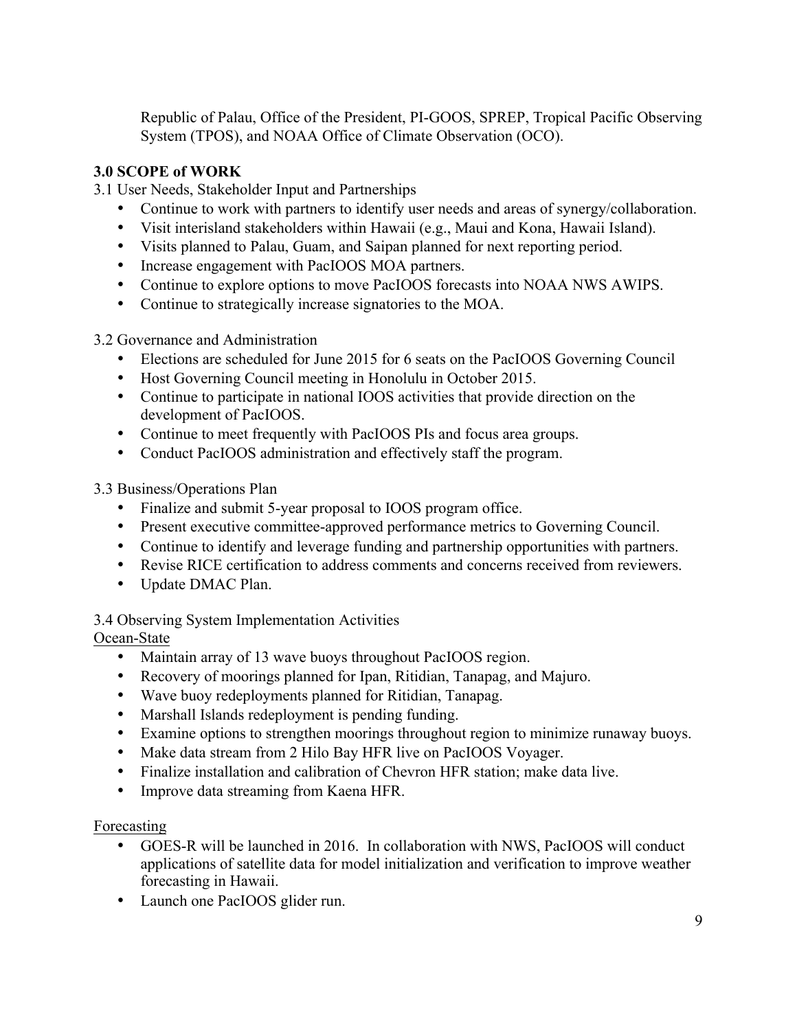Republic of Palau, Office of the President, PI-GOOS, SPREP, Tropical Pacific Observing System (TPOS), and NOAA Office of Climate Observation (OCO).

## 3.0 SCOPE of WORK

3.1 User Needs, Stakeholder Input and Partnerships

- Continue to work with partners to identify user needs and areas of synergy/collaboration.
- Visit interisland stakeholders within Hawaii (e.g., Maui and Kona, Hawaii Island).
- Visits planned to Palau, Guam, and Saipan planned for next reporting period.
- Increase engagement with PacIOOS MOA partners.
- Continue to explore options to move PacIOOS forecasts into NOAA NWS AWIPS.
- Continue to strategically increase signatories to the MOA.

3.2 Governance and Administration

- Elections are scheduled for June 2015 for 6 seats on the PacIOOS Governing Council
- Host Governing Council meeting in Honolulu in October 2015.
- Continue to participate in national IOOS activities that provide direction on the development of PacIOOS.
- Continue to meet frequently with PacIOOS PIs and focus area groups.
- Conduct PacIOOS administration and effectively staff the program.

3.3 Business/Operations Plan

- Finalize and submit 5-year proposal to IOOS program office.
- Present executive committee-approved performance metrics to Governing Council.
- Continue to identify and leverage funding and partnership opportunities with partners.
- Revise RICE certification to address comments and concerns received from reviewers.
- Update DMAC Plan.

3.4 Observing System Implementation Activities

<u>Ocean-State</u>

- Maintain array of 13 wave buoys throughout PacIOOS region.
- Recovery of moorings planned for Ipan, Ritidian, Tanapag, and Majuro.
- Wave buoy redeployments planned for Ritidian, Tanapag.
- Marshall Islands redeployment is pending funding.
- Examine options to strengthen moorings throughout region to minimize runaway buoys.
- Make data stream from 2 Hilo Bay HFR live on PacIOOS Voyager.
- Finalize installation and calibration of Chevron HFR station; make data live.
- Improve data streaming from Kaena HFR.

<u>Forecasting</u>

- GOES-R will be launched in 2016. In collaboration with NWS, PacIOOS will conduct applications of satellite data for model initialization and verification to improve weather forecasting in Hawaii.
- Launch one PacIOOS glider run.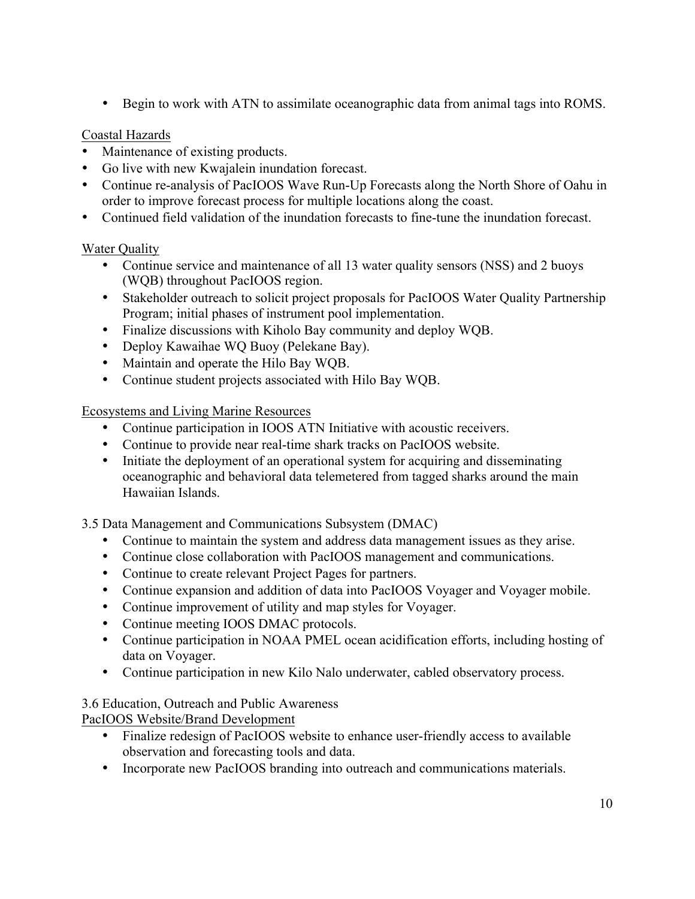- Begin to work with ATN to assimilate oceanographic data from animal tags into ROMS.

Coastal Hazards

- Maintenance of existing products.
- Go live with new Kwajalein inundation forecast.
- Continue re-analysis of PacIOOS Wave Run-Up Forecasts along the North Shore of Oahu in order to improve forecast process for multiple locations along the coast.
- Continued field validation of the inundation forecasts to fine-tune the inundation forecast.

Water Quality

- Continue service and maintenance of all 13 water quality sensors (NSS) and 2 buoys (WQB) throughout PacIOOS region.
- Stakeholder outreach to solicit project proposals for PacIOOS Water Quality Partnership Program; initial phases of instrument pool implementation.
- Finalize discussions with Kiholo Bay community and deploy WQB.
- Deploy Kawaihae WQ Buoy (Pelekane Bay).
- Maintain and operate the Hilo Bay WQB.
- Continue student projects associated with Hilo Bay WQB.

Ecosystems and Living Marine Resources

- Continue participation in IOOS ATN Initiative with acoustic receivers.
- Continue to provide near real-time shark tracks on PacIOOS website.
- Initiate the deployment of an operational system for acquiring and disseminating oceanographic and behavioral data telemetered from tagged sharks around the main Hawaiian Islands.

3.5 Data Management and Communications Subsystem (DMAC)

- Continue to maintain the system and address data management issues as they arise.
- Continue close collaboration with PacIOOS management and communications.
- Continue to create relevant Project Pages for partners.
- Continue expansion and addition of data into PacIOOS Voyager and Voyager mobile.
- Continue improvement of utility and map styles for Voyager.
- Continue meeting IOOS DMAC protocols.
- Continue participation in NOAA PMEL ocean acidification efforts, including hosting of data on Voyager.
- Continue participation in new Kilo Nalo underwater, cabled observatory process.

3.6 Education, Outreach and Public Awareness

PacIOOS Website/Brand Development

- Finalize redesign of PacIOOS website to enhance user-friendly access to available observation and forecasting tools and data.
- Incorporate new PacIOOS branding into outreach and communications materials.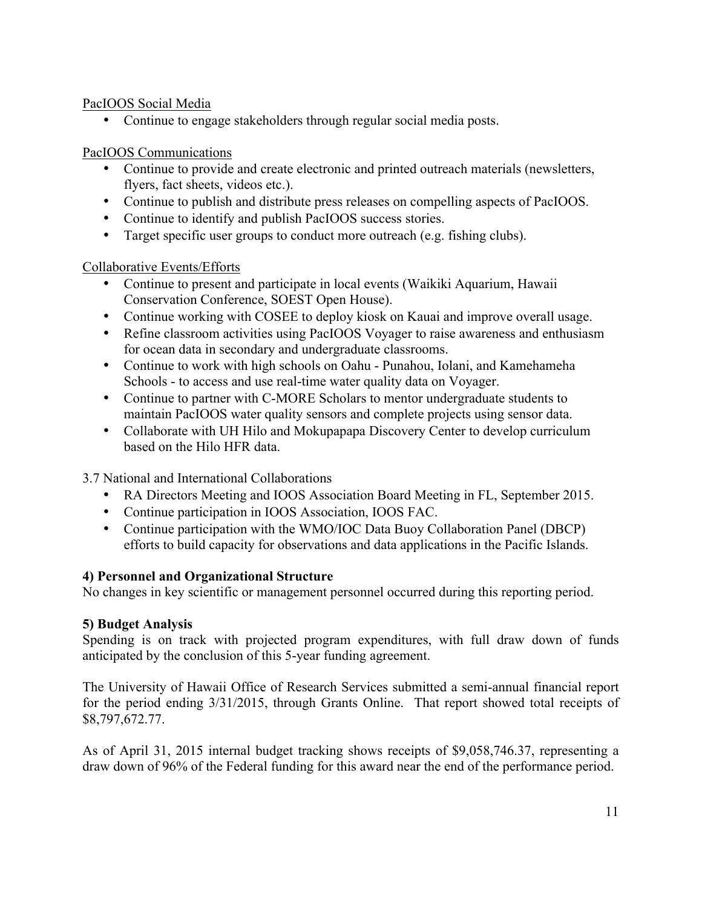PacIOOS Social Media

- Continue to engage stakeholders through regular social media posts.

PacIOOS Communications

- Continue to provide and create electronic and printed outreach materials (newsletters, flyers, fact sheets, videos etc.).
- Continue to publish and distribute press releases on compelling aspects of PacIOOS.
- Continue to identify and publish PacIOOS success stories.
- Target specific user groups to conduct more outreach (e.g. fishing clubs).

Collaborative Events/Efforts

- Continue to present and participate in local events (Waikiki Aquarium, Hawaii Conservation Conference, SOEST Open House).
- Continue working with COSEE to deploy kiosk on Kauai and improve overall usage.
- Refine classroom activities using PacIOOS Voyager to raise awareness and enthusiasm for ocean data in secondary and undergraduate classrooms.
- Continue to work with high schools on Oahu - Punahou, Iolani, and Kamehameha Schools - to access and use real-time water quality data on Voyager.
- Continue to partner with C-MORE Scholars to mentor undergraduate students to maintain PacIOOS water quality sensors and complete projects using sensor data.
- Collaborate with UH Hilo and Mokupapapa Discovery Center to develop curriculum based on the Hilo HFR data.

3.7 National and International Collaborations

- RA Directors Meeting and IOOS Association Board Meeting in FL, September 2015.
- Continue participation in IOOS Association, IOOS FAC.
- Continue participation with the WMO/IOC Data Buoy Collaboration Panel (DBCP) efforts to build capacity for observations and data applications in the Pacific Islands.

**4) Personnel and Organizational Structure**

No changes in key scientific or management personnel occurred during this reporting period.

**5) Budget Analysis**

Spending is on track with projected program expenditures, with full draw down of funds anticipated by the conclusion of this 5-year funding agreement.

The University of Hawaii Office of Research Services submitted a semi-annual financial report for the period ending 3/31/2015, through Grants Online. That report showed total receipts of $8,797,672.77.

As of April 31, 2015 internal budget tracking shows receipts of $9,058,746.37, representing a draw down of 96% of the Federal funding for this award near the end of the performance period.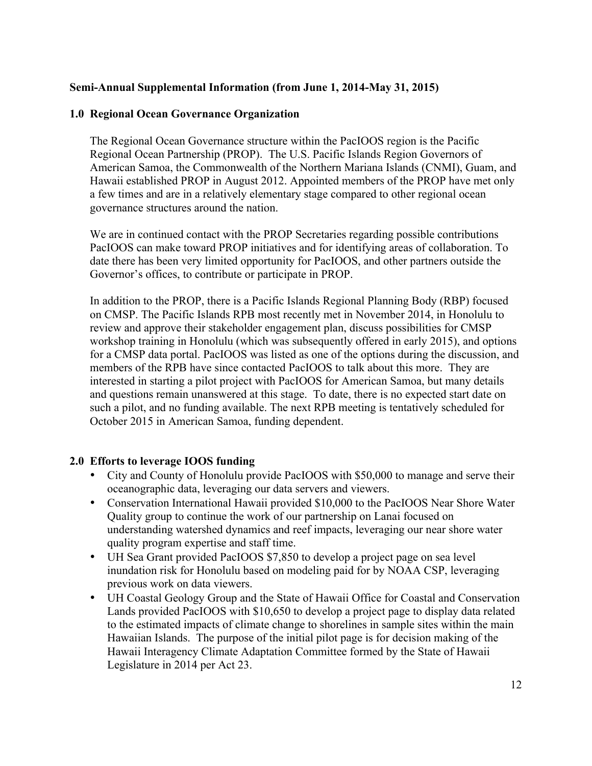**Semi-Annual Supplemental Information (from June 1, 2014-May 31, 2015)**

## 1.0 Regional Ocean Governance Organization

The Regional Ocean Governance structure within the PacIOOS region is the Pacific Regional Ocean Partnership (PROP). The U.S. Pacific Islands Region Governors of American Samoa, the Commonwealth of the Northern Mariana Islands (CNMI), Guam, and Hawaii established PROP in August 2012. Appointed members of the PROP have met only a few times and are in a relatively elementary stage compared to other regional ocean governance structures around the nation.

We are in continued contact with the PROP Secretaries regarding possible contributions PacIOOS can make toward PROP initiatives and for identifying areas of collaboration. To date there has been very limited opportunity for PacIOOS, and other partners outside the Governor's offices, to contribute or participate in PROP.

In addition to the PROP, there is a Pacific Islands Regional Planning Body (RBP) focused on CMSP. The Pacific Islands RPB most recently met in November 2014, in Honolulu to review and approve their stakeholder engagement plan, discuss possibilities for CMSP workshop training in Honolulu (which was subsequently offered in early 2015), and options for a CMSP data portal. PacIOOS was listed as one of the options during the discussion, and members of the RPB have since contacted PacIOOS to talk about this more. They are interested in starting a pilot project with PacIOOS for American Samoa, but many details and questions remain unanswered at this stage. To date, there is no expected start date on such a pilot, and no funding available. The next RPB meeting is tentatively scheduled for October 2015 in American Samoa, funding dependent.

## 2.0 Efforts to leverage IOOS funding

- City and County of Honolulu provide PacIOOS with $50,000 to manage and serve their oceanographic data, leveraging our data servers and viewers.
- Conservation International Hawaii provided $10,000 to the PacIOOS Near Shore Water Quality group to continue the work of our partnership on Lanai focused on understanding watershed dynamics and reef impacts, leveraging our near shore water quality program expertise and staff time.
- UH Sea Grant provided PacIOOS $7,850 to develop a project page on sea level inundation risk for Honolulu based on modeling paid for by NOAA CSP, leveraging previous work on data viewers.
- UH Coastal Geology Group and the State of Hawaii Office for Coastal and Conservation Lands provided PacIOOS with $10,650 to develop a project page to display data related to the estimated impacts of climate change to shorelines in sample sites within the main Hawaiian Islands. The purpose of the initial pilot page is for decision making of the Hawaii Interagency Climate Adaptation Committee formed by the State of Hawaii Legislature in 2014 per Act 23.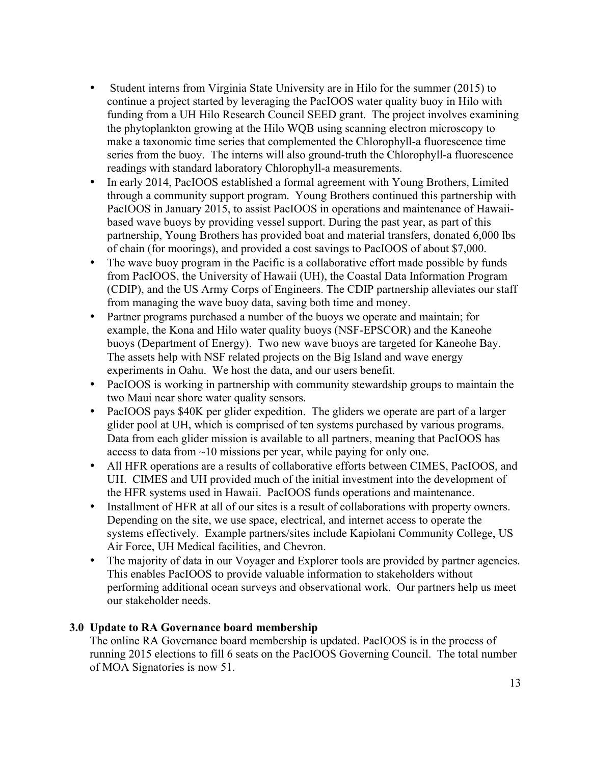- Student interns from Virginia State University are in Hilo for the summer (2015) to continue a project started by leveraging the PacIOOS water quality buoy in Hilo with funding from a UH Hilo Research Council SEED grant. The project involves examining the phytoplankton growing at the Hilo WQB using scanning electron microscopy to make a taxonomic time series that complemented the Chlorophyll-a fluorescence time series from the buoy. The interns will also ground-truth the Chlorophyll-a fluorescence readings with standard laboratory Chlorophyll-a measurements.
- In early 2014, PacIOOS established a formal agreement with Young Brothers, Limited through a community support program. Young Brothers continued this partnership with PacIOOS in January 2015, to assist PacIOOS in operations and maintenance of Hawaii-based wave buoys by providing vessel support. During the past year, as part of this partnership, Young Brothers has provided boat and material transfers, donated 6,000 lbs of chain (for moorings), and provided a cost savings to PacIOOS of about $7,000.
- The wave buoy program in the Pacific is a collaborative effort made possible by funds from PacIOOS, the University of Hawaii (UH), the Coastal Data Information Program (CDIP), and the US Army Corps of Engineers. The CDIP partnership alleviates our staff from managing the wave buoy data, saving both time and money.
- Partner programs purchased a number of the buoys we operate and maintain; for example, the Kona and Hilo water quality buoys (NSF-EPSCOR) and the Kaneohe buoys (Department of Energy). Two new wave buoys are targeted for Kaneohe Bay. The assets help with NSF related projects on the Big Island and wave energy experiments in Oahu. We host the data, and our users benefit.
- PacIOOS is working in partnership with community stewardship groups to maintain the two Maui near shore water quality sensors.
- PacIOOS pays $40K per glider expedition. The gliders we operate are part of a larger glider pool at UH, which is comprised of ten systems purchased by various programs. Data from each glider mission is available to all partners, meaning that PacIOOS has access to data from ~10 missions per year, while paying for only one.
- All HFR operations are a results of collaborative efforts between CIMES, PacIOOS, and UH. CIMES and UH provided much of the initial investment into the development of the HFR systems used in Hawaii. PacIOOS funds operations and maintenance.
- Installment of HFR at all of our sites is a result of collaborations with property owners. Depending on the site, we use space, electrical, and internet access to operate the systems effectively. Example partners/sites include Kapiolani Community College, US Air Force, UH Medical facilities, and Chevron.
- The majority of data in our Voyager and Explorer tools are provided by partner agencies. This enables PacIOOS to provide valuable information to stakeholders without performing additional ocean surveys and observational work. Our partners help us meet our stakeholder needs.

## 3.0 Update to RA Governance board membership

The online RA Governance board membership is updated. PacIOOS is in the process of running 2015 elections to fill 6 seats on the PacIOOS Governing Council. The total number of MOA Signatories is now 51.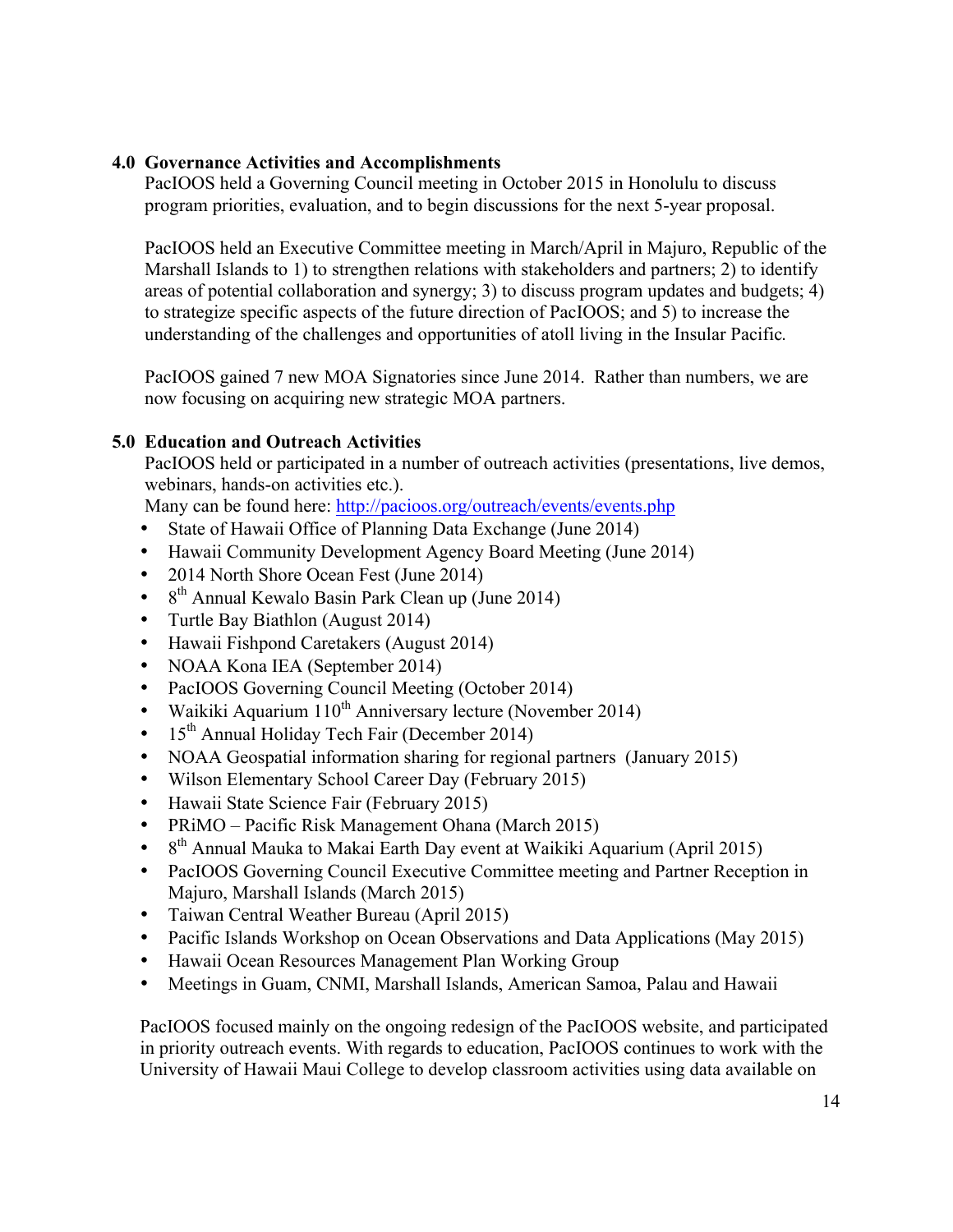## 4.0 Governance Activities and Accomplishments

PacIOOS held a Governing Council meeting in October 2015 in Honolulu to discuss program priorities, evaluation, and to begin discussions for the next 5-year proposal.

PacIOOS held an Executive Committee meeting in March/April in Majuro, Republic of the Marshall Islands to 1) to strengthen relations with stakeholders and partners; 2) to identify areas of potential collaboration and synergy; 3) to discuss program updates and budgets; 4) to strategize specific aspects of the future direction of PacIOOS; and 5) to increase the understanding of the challenges and opportunities of atoll living in the Insular Pacific.

PacIOOS gained 7 new MOA Signatories since June 2014. Rather than numbers, we are now focusing on acquiring new strategic MOA partners.

## 5.0 Education and Outreach Activities

PacIOOS held or participated in a number of outreach activities (presentations, live demos, webinars, hands-on activities etc.).
Many can be found here: http://pacioos.org/outreach/events/events.php

- State of Hawaii Office of Planning Data Exchange (June 2014)
- Hawaii Community Development Agency Board Meeting (June 2014)
- 2014 North Shore Ocean Fest (June 2014)
- 8th Annual Kewalo Basin Park Clean up (June 2014)
- Turtle Bay Biathlon (August 2014)
- Hawaii Fishpond Caretakers (August 2014)
- NOAA Kona IEA (September 2014)
- PacIOOS Governing Council Meeting (October 2014)
- Waikiki Aquarium 110th Anniversary lecture (November 2014)
- 15th Annual Holiday Tech Fair (December 2014)
- NOAA Geospatial information sharing for regional partners (January 2015)
- Wilson Elementary School Career Day (February 2015)
- Hawaii State Science Fair (February 2015)
- PRiMO – Pacific Risk Management Ohana (March 2015)
- 8th Annual Mauka to Makai Earth Day event at Waikiki Aquarium (April 2015)
- PacIOOS Governing Council Executive Committee meeting and Partner Reception in Majuro, Marshall Islands (March 2015)
- Taiwan Central Weather Bureau (April 2015)
- Pacific Islands Workshop on Ocean Observations and Data Applications (May 2015)
- Hawaii Ocean Resources Management Plan Working Group
- Meetings in Guam, CNMI, Marshall Islands, American Samoa, Palau and Hawaii

PacIOOS focused mainly on the ongoing redesign of the PacIOOS website, and participated in priority outreach events. With regards to education, PacIOOS continues to work with the University of Hawaii Maui College to develop classroom activities using data available on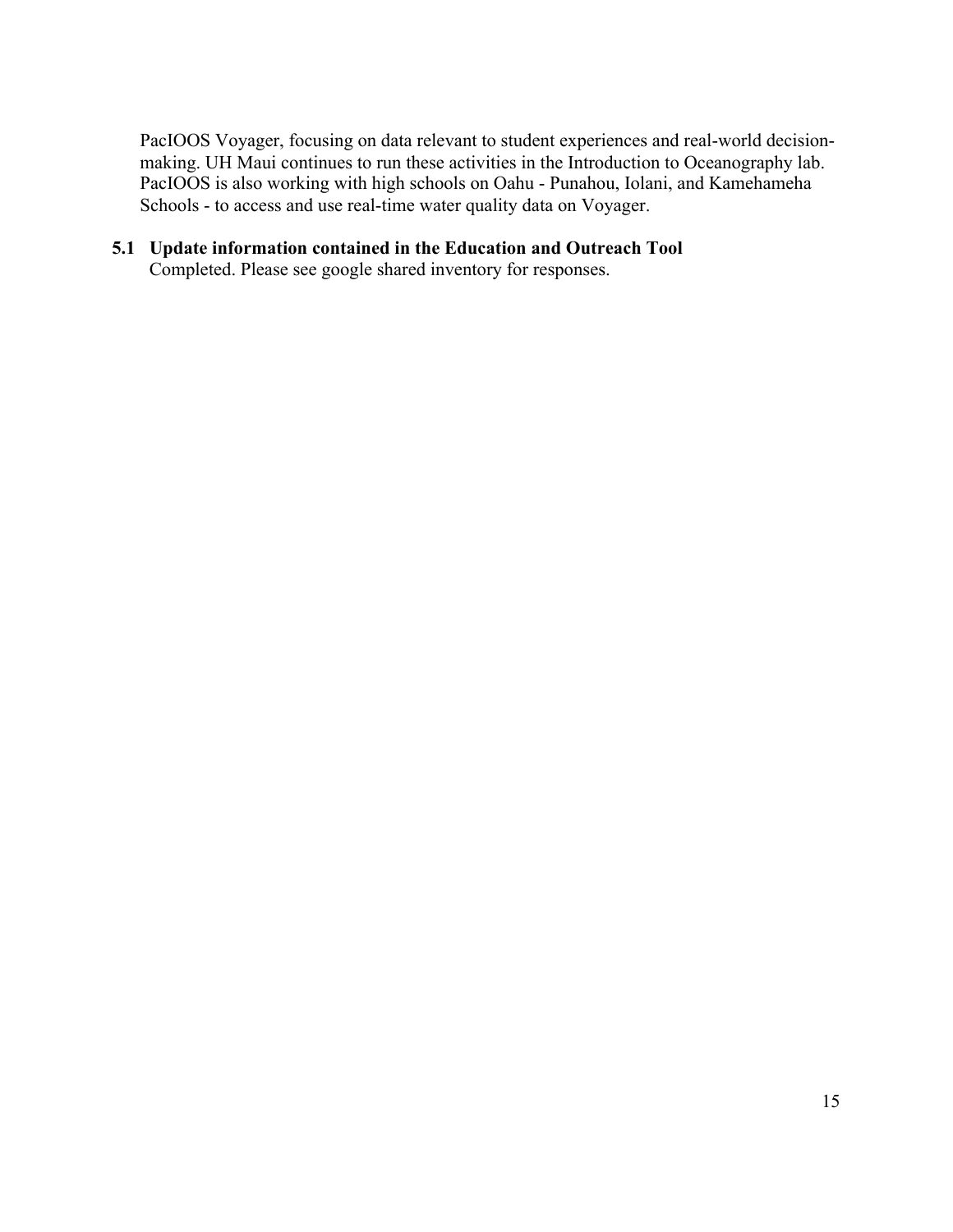PacIOOS Voyager, focusing on data relevant to student experiences and real-world decision-making. UH Maui continues to run these activities in the Introduction to Oceanography lab. PacIOOS is also working with high schools on Oahu - Punahou, Iolani, and Kamehameha Schools - to access and use real-time water quality data on Voyager.

### 5.1 Update information contained in the Education and Outreach Tool

Completed. Please see google shared inventory for responses.